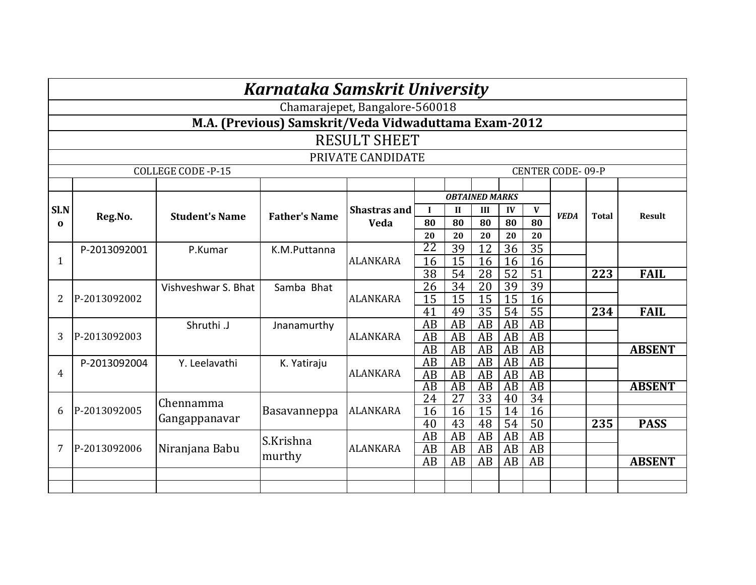# *Karnataka Samskrit University*

Chamarajepet, Bangalore-560018

**M.A. (Previous) Samskrit/Veda Vidwaduttama Exam-2012**

RESULT SHEET

PRIVATE CANDIDATE

COLLEGE CODE -P-15 CENTER CODE- 09-P

| Sl.No | Reg.No. | Student's Name | Father's Name | Shastras and Veda | *OBTAINED MARKS* I | II | III | IV | V | *VEDA* | Total | Result |
|---|---|---|---|---|---|---|---|---|---|---|---|---|
| | | | | | 80 | 80 | 80 | 80 | 80 | | | |
| | | | | | 20 | 20 | 20 | 20 | 20 | | | |
| 1 | P-2013092001 | P.Kumar | K.M.Puttanna | ALANKARA | 22 | 39 | 12 | 36 | 35 | | | |
| | | | | | 16 | 15 | 16 | 16 | 16 | | | |
| | | | | | 38 | 54 | 28 | 52 | 51 | | **223** | **FAIL** |
| 2 | P-2013092002 | Vishveshwar S. Bhat | Samba Bhat | ALANKARA | 26 | 34 | 20 | 39 | 39 | | | |
| | | | | | 15 | 15 | 15 | 15 | 16 | | | |
| | | | | | 41 | 49 | 35 | 54 | 55 | | **234** | **FAIL** |
| 3 | P-2013092003 | Shruthi .J | Jnanamurthy | ALANKARA | AB | AB | AB | AB | AB | | | |
| | | | | | AB | AB | AB | AB | AB | | | |
| | | | | | AB | AB | AB | AB | AB | | | **ABSENT** |
| 4 | P-2013092004 | Y. Leelavathi | K. Yatiraju | ALANKARA | AB | AB | AB | AB | AB | | | |
| | | | | | AB | AB | AB | AB | AB | | | |
| | | | | | AB | AB | AB | AB | AB | | | **ABSENT** |
| 6 | P-2013092005 | Chennamma Gangappanavar | Basavanneppa | ALANKARA | 24 | 27 | 33 | 40 | 34 | | | |
| | | | | | 16 | 16 | 15 | 14 | 16 | | | |
| | | | | | 40 | 43 | 48 | 54 | 50 | | **235** | **PASS** |
| 7 | P-2013092006 | Niranjana Babu | S.Krishna murthy | ALANKARA | AB | AB | AB | AB | AB | | | |
| | | | | | AB | AB | AB | AB | AB | | | |
| | | | | | AB | AB | AB | AB | AB | | | **ABSENT** |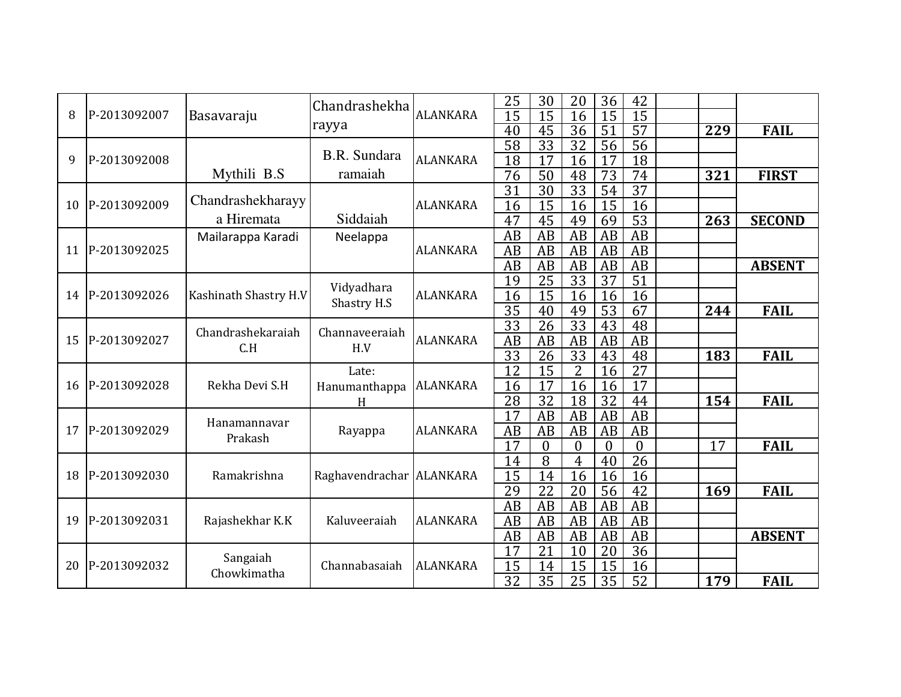| | | | | | | | | | | | | |
|---|---|---|---|---|---|---|---|---|---|---|---|---|
| 8 | P-2013092007 | Basavaraju | Chandrashekharayya | ALANKARA | 25 | 30 | 20 | 36 | 42 | | | |
| | | | | | 15 | 15 | 16 | 15 | 15 | | | |
| | | | | | 40 | 45 | 36 | 51 | 57 | | **229** | **FAIL** |
| 9 | P-2013092008 | Mythili B.S | B.R. Sundara ramaiah | ALANKARA | 58 | 33 | 32 | 56 | 56 | | | |
| | | | | | 18 | 17 | 16 | 17 | 18 | | | |
| | | | | | 76 | 50 | 48 | 73 | 74 | | **321** | **FIRST** |
| 10 | P-2013092009 | Chandrashekharayya Hiremata | Siddaiah | ALANKARA | 31 | 30 | 33 | 54 | 37 | | | |
| | | | | | 16 | 15 | 16 | 15 | 16 | | | |
| | | | | | 47 | 45 | 49 | 69 | 53 | | **263** | **SECOND** |
| 11 | P-2013092025 | Mailarappa Karadi | Neelappa | ALANKARA | AB | AB | AB | AB | AB | | | |
| | | | | | AB | AB | AB | AB | AB | | | |
| | | | | | AB | AB | AB | AB | AB | | | **ABSENT** |
| 14 | P-2013092026 | Kashinath Shastry H.V | Vidyadhara Shastry H.S | ALANKARA | 19 | 25 | 33 | 37 | 51 | | | |
| | | | | | 16 | 15 | 16 | 16 | 16 | | | |
| | | | | | 35 | 40 | 49 | 53 | 67 | | **244** | **FAIL** |
| 15 | P-2013092027 | Chandrashekaraiah C.H | Channaveeraiah H.V | ALANKARA | 33 | 26 | 33 | 43 | 48 | | | |
| | | | | | AB | AB | AB | AB | AB | | | |
| | | | | | 33 | 26 | 33 | 43 | 48 | | **183** | **FAIL** |
| 16 | P-2013092028 | Rekha Devi S.H | Late: Hanumanthappa H | ALANKARA | 12 | 15 | 2 | 16 | 27 | | | |
| | | | | | 16 | 17 | 16 | 16 | 17 | | | |
| | | | | | 28 | 32 | 18 | 32 | 44 | | **154** | **FAIL** |
| 17 | P-2013092029 | Hanamannavar Prakash | Rayappa | ALANKARA | 17 | AB | AB | AB | AB | | | |
| | | | | | AB | AB | AB | AB | AB | | | |
| | | | | | 17 | 0 | 0 | 0 | 0 | | 17 | **FAIL** |
| 18 | P-2013092030 | Ramakrishna | Raghavendrachar | ALANKARA | 14 | 8 | 4 | 40 | 26 | | | |
| | | | | | 15 | 14 | 16 | 16 | 16 | | | |
| | | | | | 29 | 22 | 20 | 56 | 42 | | **169** | **FAIL** |
| 19 | P-2013092031 | Rajashekhar K.K | Kaluveeraiah | ALANKARA | AB | AB | AB | AB | AB | | | |
| | | | | | AB | AB | AB | AB | AB | | | |
| | | | | | AB | AB | AB | AB | AB | | | **ABSENT** |
| 20 | P-2013092032 | Sangaiah Chowkimatha | Channabasaiah | ALANKARA | 17 | 21 | 10 | 20 | 36 | | | |
| | | | | | 15 | 14 | 15 | 15 | 16 | | | |
| | | | | | 32 | 35 | 25 | 35 | 52 | | **179** | **FAIL** |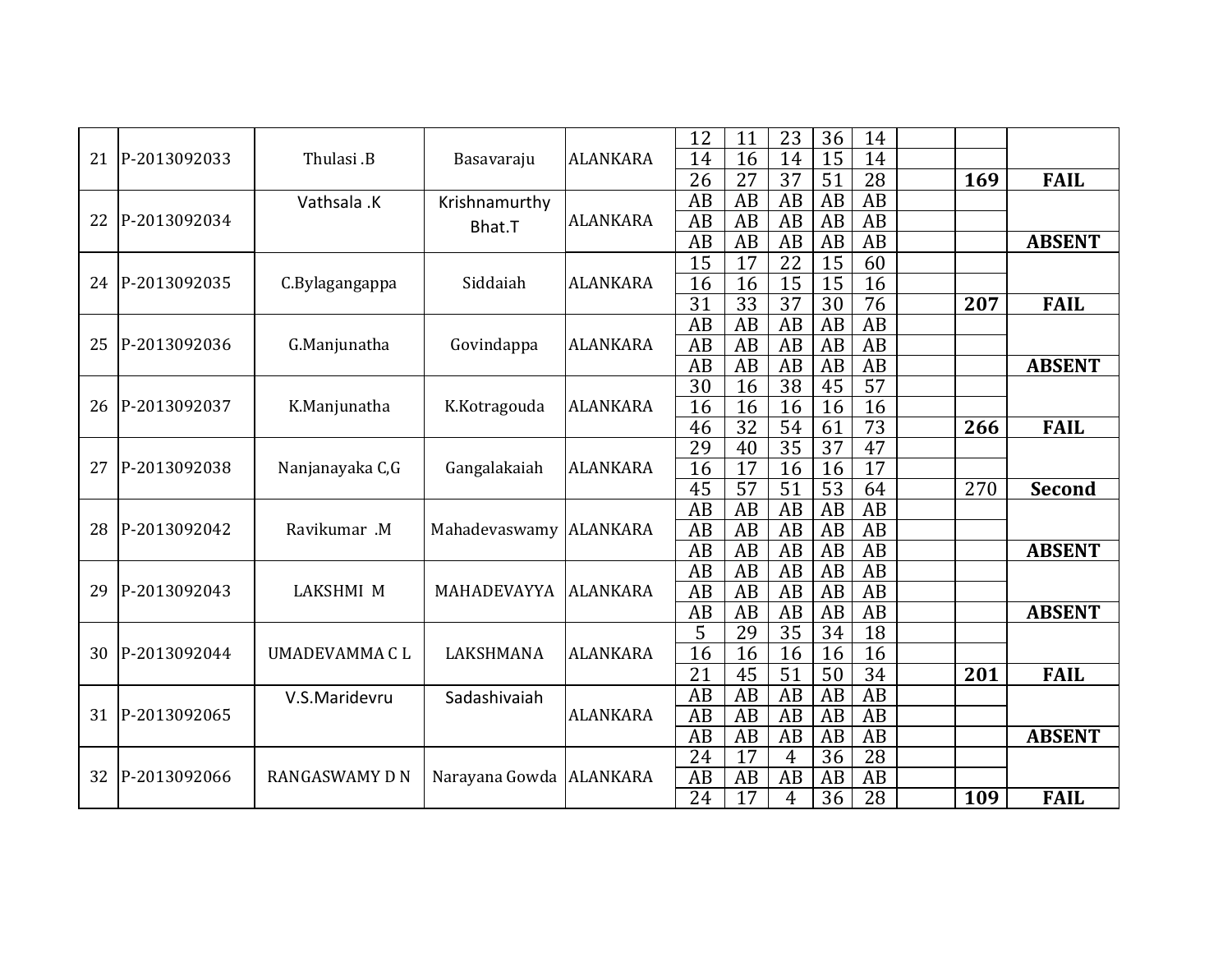| | | | | | | | | | | | | |
|---|---|---|---|---|---|---|---|---|---|---|---|---|
| 21 | P-2013092033 | Thulasi .B | Basavaraju | ALANKARA | 12 | 11 | 23 | 36 | 14 | | | |
| | | | | | 14 | 16 | 14 | 15 | 14 | | | |
| | | | | | 26 | 27 | 37 | 51 | 28 | | **169** | **FAIL** |
| 22 | P-2013092034 | Vathsala .K | Krishnamurthy Bhat.T | ALANKARA | AB | AB | AB | AB | AB | | | |
| | | | | | AB | AB | AB | AB | AB | | | |
| | | | | | AB | AB | AB | AB | AB | | | **ABSENT** |
| 24 | P-2013092035 | C.Bylagangappa | Siddaiah | ALANKARA | 15 | 17 | 22 | 15 | 60 | | | |
| | | | | | 16 | 16 | 15 | 15 | 16 | | | |
| | | | | | 31 | 33 | 37 | 30 | 76 | | **207** | **FAIL** |
| 25 | P-2013092036 | G.Manjunatha | Govindappa | ALANKARA | AB | AB | AB | AB | AB | | | |
| | | | | | AB | AB | AB | AB | AB | | | |
| | | | | | AB | AB | AB | AB | AB | | | **ABSENT** |
| 26 | P-2013092037 | K.Manjunatha | K.Kotragouda | ALANKARA | 30 | 16 | 38 | 45 | 57 | | | |
| | | | | | 16 | 16 | 16 | 16 | 16 | | | |
| | | | | | 46 | 32 | 54 | 61 | 73 | | **266** | **FAIL** |
| 27 | P-2013092038 | Nanjanayaka C,G | Gangalakaiah | ALANKARA | 29 | 40 | 35 | 37 | 47 | | | |
| | | | | | 16 | 17 | 16 | 16 | 17 | | | |
| | | | | | 45 | 57 | 51 | 53 | 64 | | 270 | **Second** |
| 28 | P-2013092042 | Ravikumar .M | Mahadevaswamy | ALANKARA | AB | AB | AB | AB | AB | | | |
| | | | | | AB | AB | AB | AB | AB | | | |
| | | | | | AB | AB | AB | AB | AB | | | **ABSENT** |
| 29 | P-2013092043 | LAKSHMI M | MAHADEVAYYA | ALANKARA | AB | AB | AB | AB | AB | | | |
| | | | | | AB | AB | AB | AB | AB | | | |
| | | | | | AB | AB | AB | AB | AB | | | **ABSENT** |
| 30 | P-2013092044 | UMADEVAMMA C L | LAKSHMANA | ALANKARA | 5 | 29 | 35 | 34 | 18 | | | |
| | | | | | 16 | 16 | 16 | 16 | 16 | | | |
| | | | | | 21 | 45 | 51 | 50 | 34 | | **201** | **FAIL** |
| 31 | P-2013092065 | V.S.Maridevru | Sadashivaiah | ALANKARA | AB | AB | AB | AB | AB | | | |
| | | | | | AB | AB | AB | AB | AB | | | |
| | | | | | AB | AB | AB | AB | AB | | | **ABSENT** |
| 32 | P-2013092066 | RANGASWAMY D N | Narayana Gowda | ALANKARA | 24 | 17 | 4 | 36 | 28 | | | |
| | | | | | AB | AB | AB | AB | AB | | | |
| | | | | | 24 | 17 | 4 | 36 | 28 | | **109** | **FAIL** |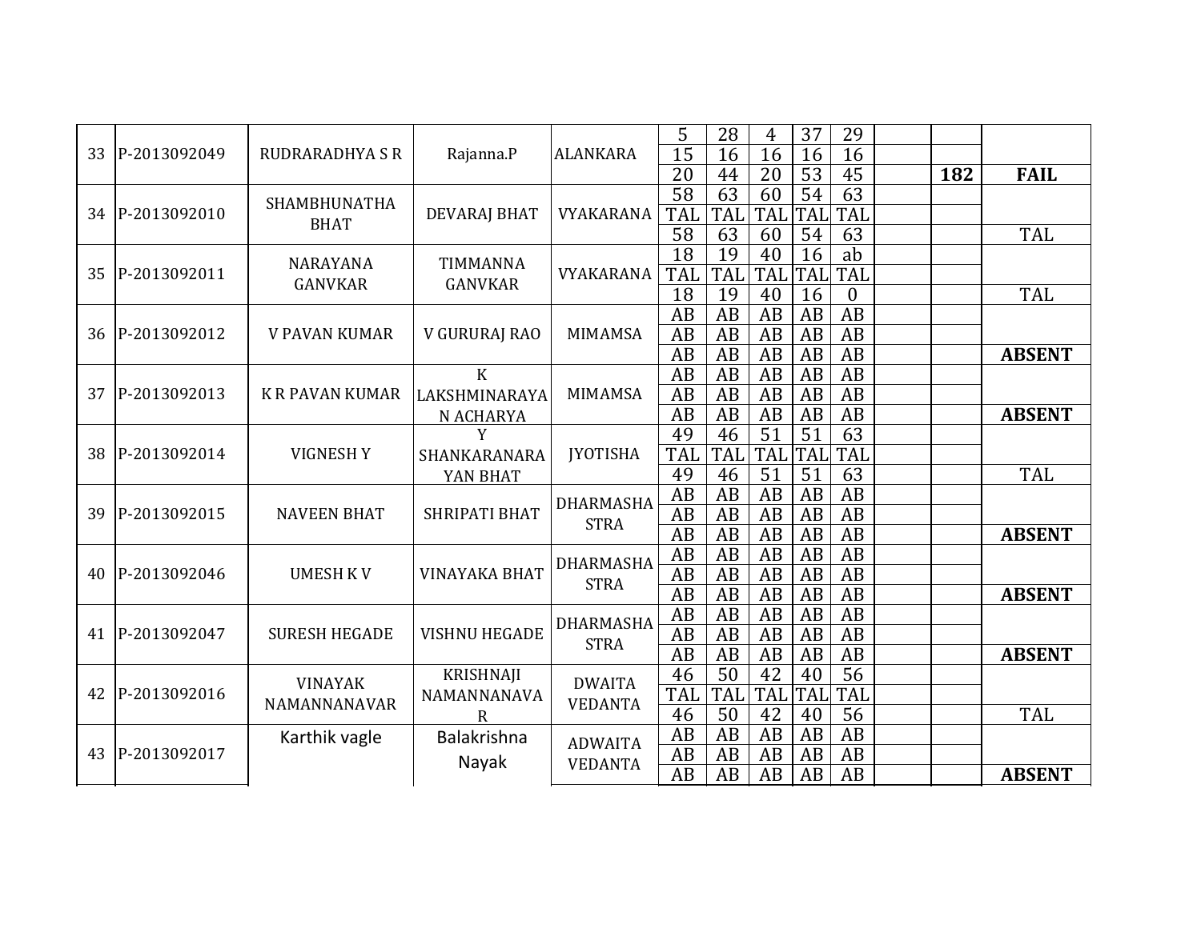| | | | | | | | | | | | | |
|---|---|---|---|---|---|---|---|---|---|---|---|---|
| 33 | P-2013092049 | RUDRARADHYA S R | Rajanna.P | ALANKARA | 5 | 28 | 4 | 37 | 29 | | | |
| | | | | | 15 | 16 | 16 | 16 | 16 | | | |
| | | | | | 20 | 44 | 20 | 53 | 45 | | **182** | **FAIL** |
| 34 | P-2013092010 | SHAMBHUNATHA BHAT | DEVARAJ BHAT | VYAKARANA | 58 | 63 | 60 | 54 | 63 | | | |
| | | | | | TAL | TAL | TAL | TAL | TAL | | | |
| | | | | | 58 | 63 | 60 | 54 | 63 | | | TAL |
| 35 | P-2013092011 | NARAYANA GANVKAR | TIMMANNA GANVKAR | VYAKARANA | 18 | 19 | 40 | 16 | ab | | | |
| | | | | | TAL | TAL | TAL | TAL | TAL | | | |
| | | | | | 18 | 19 | 40 | 16 | 0 | | | TAL |
| 36 | P-2013092012 | V PAVAN KUMAR | V GURURAJ RAO | MIMAMSA | AB | AB | AB | AB | AB | | | |
| | | | | | AB | AB | AB | AB | AB | | | |
| | | | | | AB | AB | AB | AB | AB | | | **ABSENT** |
| 37 | P-2013092013 | K R PAVAN KUMAR | K LAKSHMINARAYAN ACHARYA | MIMAMSA | AB | AB | AB | AB | AB | | | |
| | | | | | AB | AB | AB | AB | AB | | | |
| | | | | | AB | AB | AB | AB | AB | | | **ABSENT** |
| 38 | P-2013092014 | VIGNESH Y | Y SHANKARANARAYAN BHAT | JYOTISHA | 49 | 46 | 51 | 51 | 63 | | | |
| | | | | | TAL | TAL | TAL | TAL | TAL | | | |
| | | | | | 49 | 46 | 51 | 51 | 63 | | | TAL |
| 39 | P-2013092015 | NAVEEN BHAT | SHRIPATI BHAT | DHARMASHASTRA | AB | AB | AB | AB | AB | | | |
| | | | | | AB | AB | AB | AB | AB | | | |
| | | | | | AB | AB | AB | AB | AB | | | **ABSENT** |
| 40 | P-2013092046 | UMESH K V | VINAYAKA BHAT | DHARMASHASTRA | AB | AB | AB | AB | AB | | | |
| | | | | | AB | AB | AB | AB | AB | | | |
| | | | | | AB | AB | AB | AB | AB | | | **ABSENT** |
| 41 | P-2013092047 | SURESH HEGADE | VISHNU HEGADE | DHARMASHASTRA | AB | AB | AB | AB | AB | | | |
| | | | | | AB | AB | AB | AB | AB | | | |
| | | | | | AB | AB | AB | AB | AB | | | **ABSENT** |
| 42 | P-2013092016 | VINAYAK NAMANNANAVAR | KRISHNAJI NAMANNANAVAR | DWAITA VEDANTA | 46 | 50 | 42 | 40 | 56 | | | |
| | | | | | TAL | TAL | TAL | TAL | TAL | | | |
| | | | | | 46 | 50 | 42 | 40 | 56 | | | TAL |
| 43 | P-2013092017 | Karthik vagle | Balakrishna Nayak | ADWAITA VEDANTA | AB | AB | AB | AB | AB | | | |
| | | | | | AB | AB | AB | AB | AB | | | |
| | | | | | AB | AB | AB | AB | AB | | | **ABSENT** |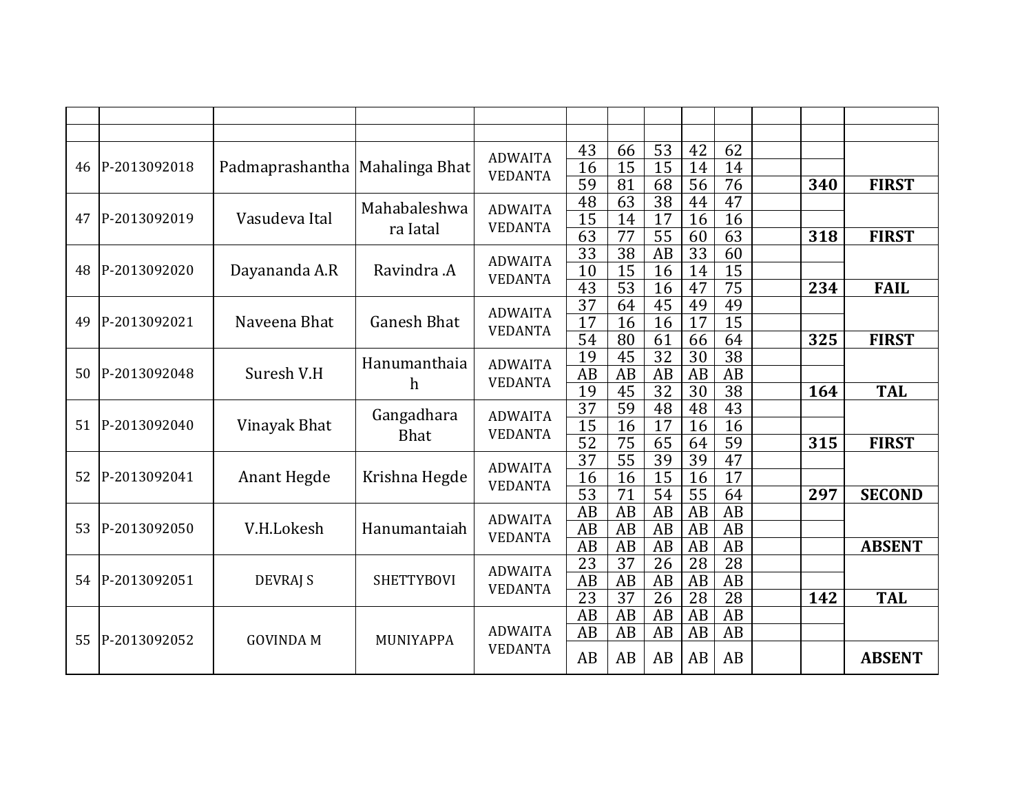| | | | | | | | | | | | | |
|---|---|---|---|---|---|---|---|---|---|---|---|---|
| | | | | | | | | | | | | |
| 46 | P-2013092018 | Padmaprashantha | Mahalinga Bhat | ADWAITA VEDANTA | 43 | 66 | 53 | 42 | 62 | | | |
| | | | | | 16 | 15 | 15 | 14 | 14 | | | |
| | | | | | 59 | 81 | 68 | 56 | 76 | | **340** | **FIRST** |
| 47 | P-2013092019 | Vasudeva Ital | Mahabaleshwara Iatal | ADWAITA VEDANTA | 48 | 63 | 38 | 44 | 47 | | | |
| | | | | | 15 | 14 | 17 | 16 | 16 | | | |
| | | | | | 63 | 77 | 55 | 60 | 63 | | **318** | **FIRST** |
| 48 | P-2013092020 | Dayananda A.R | Ravindra .A | ADWAITA VEDANTA | 33 | 38 | AB | 33 | 60 | | | |
| | | | | | 10 | 15 | 16 | 14 | 15 | | | |
| | | | | | 43 | 53 | 16 | 47 | 75 | | **234** | **FAIL** |
| 49 | P-2013092021 | Naveena Bhat | Ganesh Bhat | ADWAITA VEDANTA | 37 | 64 | 45 | 49 | 49 | | | |
| | | | | | 17 | 16 | 16 | 17 | 15 | | | |
| | | | | | 54 | 80 | 61 | 66 | 64 | | **325** | **FIRST** |
| 50 | P-2013092048 | Suresh V.H | Hanumanthaiah | ADWAITA VEDANTA | 19 | 45 | 32 | 30 | 38 | | | |
| | | | | | AB | AB | AB | AB | AB | | | |
| | | | | | 19 | 45 | 32 | 30 | 38 | | **164** | **TAL** |
| 51 | P-2013092040 | Vinayak Bhat | Gangadhara Bhat | ADWAITA VEDANTA | 37 | 59 | 48 | 48 | 43 | | | |
| | | | | | 15 | 16 | 17 | 16 | 16 | | | |
| | | | | | 52 | 75 | 65 | 64 | 59 | | **315** | **FIRST** |
| 52 | P-2013092041 | Anant Hegde | Krishna Hegde | ADWAITA VEDANTA | 37 | 55 | 39 | 39 | 47 | | | |
| | | | | | 16 | 16 | 15 | 16 | 17 | | | |
| | | | | | 53 | 71 | 54 | 55 | 64 | | **297** | **SECOND** |
| 53 | P-2013092050 | V.H.Lokesh | Hanumantaiah | ADWAITA VEDANTA | AB | AB | AB | AB | AB | | | |
| | | | | | AB | AB | AB | AB | AB | | | |
| | | | | | AB | AB | AB | AB | AB | | | **ABSENT** |
| 54 | P-2013092051 | DEVRAJ S | SHETTYBOVI | ADWAITA VEDANTA | 23 | 37 | 26 | 28 | 28 | | | |
| | | | | | AB | AB | AB | AB | AB | | | |
| | | | | | 23 | 37 | 26 | 28 | 28 | | **142** | **TAL** |
| 55 | P-2013092052 | GOVINDA M | MUNIYAPPA | ADWAITA VEDANTA | AB | AB | AB | AB | AB | | | |
| | | | | | AB | AB | AB | AB | AB | | | |
| | | | | | AB | AB | AB | AB | AB | | | **ABSENT** |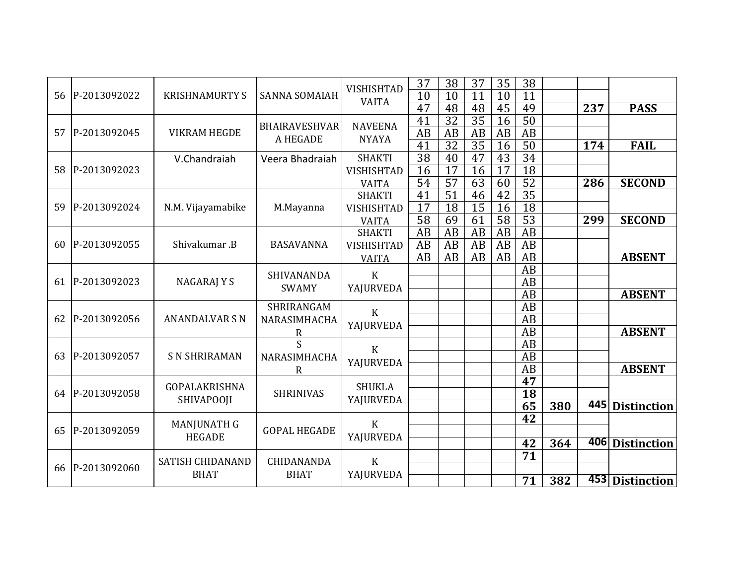| | | | | | | | | | | | | |
|---|---|---|---|---|---|---|---|---|---|---|---|---|
| 56 | P-2013092022 | KRISHNAMURTY S | SANNA SOMAIAH | VISHISHTAD VAITA | 37 | 38 | 37 | 35 | 38 | | | |
| | | | | | 10 | 10 | 11 | 10 | 11 | | | |
| | | | | | 47 | 48 | 48 | 45 | 49 | | **237** | **PASS** |
| 57 | P-2013092045 | VIKRAM HEGDE | BHAIRAVESHVARA HEGADE | NAVEENA NYAYA | 41 | 32 | 35 | 16 | 50 | | | |
| | | | | | AB | AB | AB | AB | AB | | | |
| | | | | | 41 | 32 | 35 | 16 | 50 | | **174** | **FAIL** |
| 58 | P-2013092023 | V.Chandraiah | Veera Bhadraiah | SHAKTI VISHISHTAD VAITA | 38 | 40 | 47 | 43 | 34 | | | |
| | | | | | 16 | 17 | 16 | 17 | 18 | | | |
| | | | | | 54 | 57 | 63 | 60 | 52 | | **286** | **SECOND** |
| 59 | P-2013092024 | N.M. Vijayamabike | M.Mayanna | SHAKTI VISHISHTAD VAITA | 41 | 51 | 46 | 42 | 35 | | | |
| | | | | | 17 | 18 | 15 | 16 | 18 | | | |
| | | | | | 58 | 69 | 61 | 58 | 53 | | **299** | **SECOND** |
| 60 | P-2013092055 | Shivakumar .B | BASAVANNA | SHAKTI VISHISHTAD VAITA | AB | AB | AB | AB | AB | | | |
| | | | | | AB | AB | AB | AB | AB | | | |
| | | | | | AB | AB | AB | AB | AB | | | **ABSENT** |
| 61 | P-2013092023 | NAGARAJ Y S | SHIVANANDA SWAMY | K YAJURVEDA | | | | | AB | | | |
| | | | | | | | | | AB | | | |
| | | | | | | | | | AB | | | **ABSENT** |
| 62 | P-2013092056 | ANANDALVAR S N | SHRIRANGAM NARASIMHACHAR | K YAJURVEDA | | | | | AB | | | |
| | | | | | | | | | AB | | | |
| | | | | | | | | | AB | | | **ABSENT** |
| 63 | P-2013092057 | S N SHRIRAMAN | S NARASIMHACHAR | K YAJURVEDA | | | | | AB | | | |
| | | | | | | | | | AB | | | |
| | | | | | | | | | AB | | | **ABSENT** |
| 64 | P-2013092058 | GOPALAKRISHNA SHIVAPOOJI | SHRINIVAS | SHUKLA YAJURVEDA | | | | | **47** | | | |
| | | | | | | | | | **18** | | | |
| | | | | | | | | | **65** | **380** | **445** | **Distinction** |
| 65 | P-2013092059 | MANJUNATH G HEGADE | GOPAL HEGADE | K YAJURVEDA | | | | | **42** | | | |
| | | | | | | | | | | | | |
| | | | | | | | | | **42** | **364** | **406** | **Distinction** |
| 66 | P-2013092060 | SATISH CHIDANAND BHAT | CHIDANANDA BHAT | K YAJURVEDA | | | | | **71** | | | |
| | | | | | | | | | | | | |
| | | | | | | | | | **71** | **382** | **453** | **Distinction** |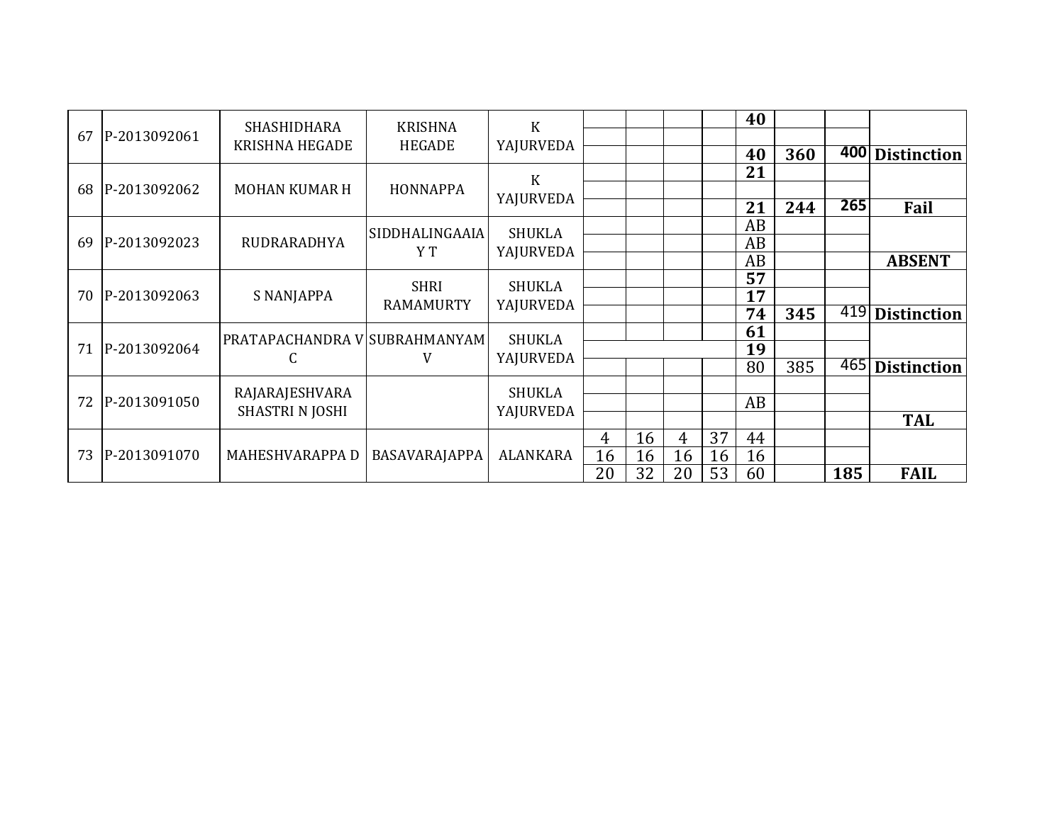| | | | | | | | | | | | | |
|---|---|---|---|---|---|---|---|---|---|---|---|---|
| 67 | P-2013092061 | SHASHIDHARA KRISHNA HEGADE | KRISHNA HEGADE | K YAJURVEDA | | | | | **40** | | | |
| | | | | | | | | | | | | |
| | | | | | | | | | **40** | **360** | **400** | **Distinction** |
| 68 | P-2013092062 | MOHAN KUMAR H | HONNAPPA | K YAJURVEDA | | | | | **21** | | | |
| | | | | | | | | | | | | |
| | | | | | | | | | **21** | **244** | **265** | **Fail** |
| 69 | P-2013092023 | RUDRARADHYA | SIDDHALINGAAIAY T | SHUKLA YAJURVEDA | | | | | AB | | | |
| | | | | | | | | | AB | | | |
| | | | | | | | | | AB | | | **ABSENT** |
| 70 | P-2013092063 | S NANJAPPA | SHRI RAMAMURTY | SHUKLA YAJURVEDA | | | | | **57** | | | |
| | | | | | | | | | **17** | | | |
| | | | | | | | | | **74** | **345** | 419 | **Distinction** |
| 71 | P-2013092064 | PRATAPACHANDRA V C | SUBRAHMANYAM V | SHUKLA YAJURVEDA | | | | | **61** | | | |
| | | | | | | | | | **19** | | | |
| | | | | | | | | | 80 | 385 | 465 | **Distinction** |
| 72 | P-2013091050 | RAJARAJESHVARA SHASTRI N JOSHI | | SHUKLA YAJURVEDA | | | | | | | | |
| | | | | | | | | | AB | | | |
| | | | | | | | | | | | | **TAL** |
| 73 | P-2013091070 | MAHESHVARAPPA D | BASAVARAJAPPA | ALANKARA | 4 | 16 | 4 | 37 | 44 | | | |
| | | | | | 16 | 16 | 16 | 16 | 16 | | | |
| | | | | | 20 | 32 | 20 | 53 | 60 | | **185** | **FAIL** |